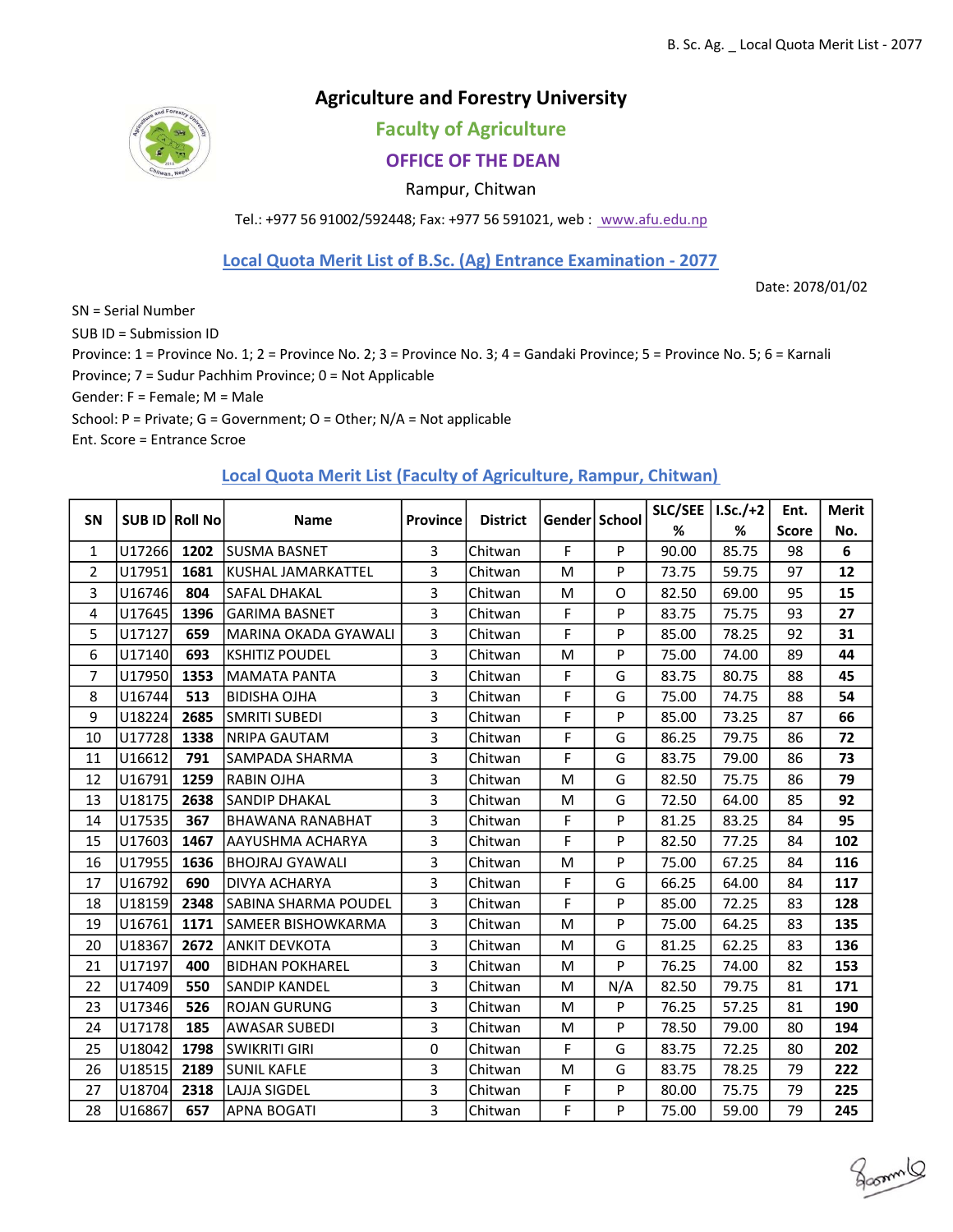# Agriculture and Forestry University

## Faculty of Agriculture

## OFFICE OF THE DEAN

Rampur, Chitwan

Tel.: +977 56 91002/592448; Fax: +977 56 591021, web : www.afu.edu.np

## Local Quota Merit List of B.Sc. (Ag) Entrance Examination - 2077

Date: 2078/01/02

SN = Serial Number
SUB ID = Submission ID
Province: 1 = Province No. 1; 2 = Province No. 2; 3 = Province No. 3; 4 = Gandaki Province; 5 = Province No. 5; 6 = Karnali Province; 7 = Sudur Pachhim Province; 0 = Not Applicable
Gender: F = Female; M = Male
School: P = Private; G = Government; O = Other; N/A = Not applicable
Ent. Score = Entrance Scroe

### Local Quota Merit List (Faculty of Agriculture, Rampur, Chitwan)

| SN | SUB ID | Roll No | Name | Province | District | Gender | School | SLC/SEE % | I.Sc./+2 % | Ent. Score | Merit No. |
|---|---|---|---|---|---|---|---|---|---|---|---|
| 1 | U17266 | **1202** | SUSMA BASNET | 3 | Chitwan | F | P | 90.00 | 85.75 | 98 | **6** |
| 2 | U17951 | **1681** | KUSHAL JAMARKATTEL | 3 | Chitwan | M | P | 73.75 | 59.75 | 97 | **12** |
| 3 | U16746 | **804** | SAFAL DHAKAL | 3 | Chitwan | M | O | 82.50 | 69.00 | 95 | **15** |
| 4 | U17645 | **1396** | GARIMA BASNET | 3 | Chitwan | F | P | 83.75 | 75.75 | 93 | **27** |
| 5 | U17127 | **659** | MARINA OKADA GYAWALI | 3 | Chitwan | F | P | 85.00 | 78.25 | 92 | **31** |
| 6 | U17140 | **693** | KSHITIZ POUDEL | 3 | Chitwan | M | P | 75.00 | 74.00 | 89 | **44** |
| 7 | U17950 | **1353** | MAMATA PANTA | 3 | Chitwan | F | G | 83.75 | 80.75 | 88 | **45** |
| 8 | U16744 | **513** | BIDISHA OJHA | 3 | Chitwan | F | G | 75.00 | 74.75 | 88 | **54** |
| 9 | U18224 | **2685** | SMRITI SUBEDI | 3 | Chitwan | F | P | 85.00 | 73.25 | 87 | **66** |
| 10 | U17728 | **1338** | NRIPA GAUTAM | 3 | Chitwan | F | G | 86.25 | 79.75 | 86 | **72** |
| 11 | U16612 | **791** | SAMPADA SHARMA | 3 | Chitwan | F | G | 83.75 | 79.00 | 86 | **73** |
| 12 | U16791 | **1259** | RABIN OJHA | 3 | Chitwan | M | G | 82.50 | 75.75 | 86 | **79** |
| 13 | U18175 | **2638** | SANDIP DHAKAL | 3 | Chitwan | M | G | 72.50 | 64.00 | 85 | **92** |
| 14 | U17535 | **367** | BHAWANA RANABHAT | 3 | Chitwan | F | P | 81.25 | 83.25 | 84 | **95** |
| 15 | U17603 | **1467** | AAYUSHMA ACHARYA | 3 | Chitwan | F | P | 82.50 | 77.25 | 84 | **102** |
| 16 | U17955 | **1636** | BHOJRAJ GYAWALI | 3 | Chitwan | M | P | 75.00 | 67.25 | 84 | **116** |
| 17 | U16792 | **690** | DIVYA ACHARYA | 3 | Chitwan | F | G | 66.25 | 64.00 | 84 | **117** |
| 18 | U18159 | **2348** | SABINA SHARMA POUDEL | 3 | Chitwan | F | P | 85.00 | 72.25 | 83 | **128** |
| 19 | U16761 | **1171** | SAMEER BISHOWKARMA | 3 | Chitwan | M | P | 75.00 | 64.25 | 83 | **135** |
| 20 | U18367 | **2672** | ANKIT DEVKOTA | 3 | Chitwan | M | G | 81.25 | 62.25 | 83 | **136** |
| 21 | U17197 | **400** | BIDHAN POKHAREL | 3 | Chitwan | M | P | 76.25 | 74.00 | 82 | **153** |
| 22 | U17409 | **550** | SANDIP KANDEL | 3 | Chitwan | M | N/A | 82.50 | 79.75 | 81 | **171** |
| 23 | U17346 | **526** | ROJAN GURUNG | 3 | Chitwan | M | P | 76.25 | 57.25 | 81 | **190** |
| 24 | U17178 | **185** | AWASAR SUBEDI | 3 | Chitwan | M | P | 78.50 | 79.00 | 80 | **194** |
| 25 | U18042 | **1798** | SWIKRITI GIRI | 0 | Chitwan | F | G | 83.75 | 72.25 | 80 | **202** |
| 26 | U18515 | **2189** | SUNIL KAFLE | 3 | Chitwan | M | G | 83.75 | 78.25 | 79 | **222** |
| 27 | U18704 | **2318** | LAJJA SIGDEL | 3 | Chitwan | F | P | 80.00 | 75.75 | 79 | **225** |
| 28 | U16867 | **657** | APNA BOGATI | 3 | Chitwan | F | P | 75.00 | 59.00 | 79 | **245** |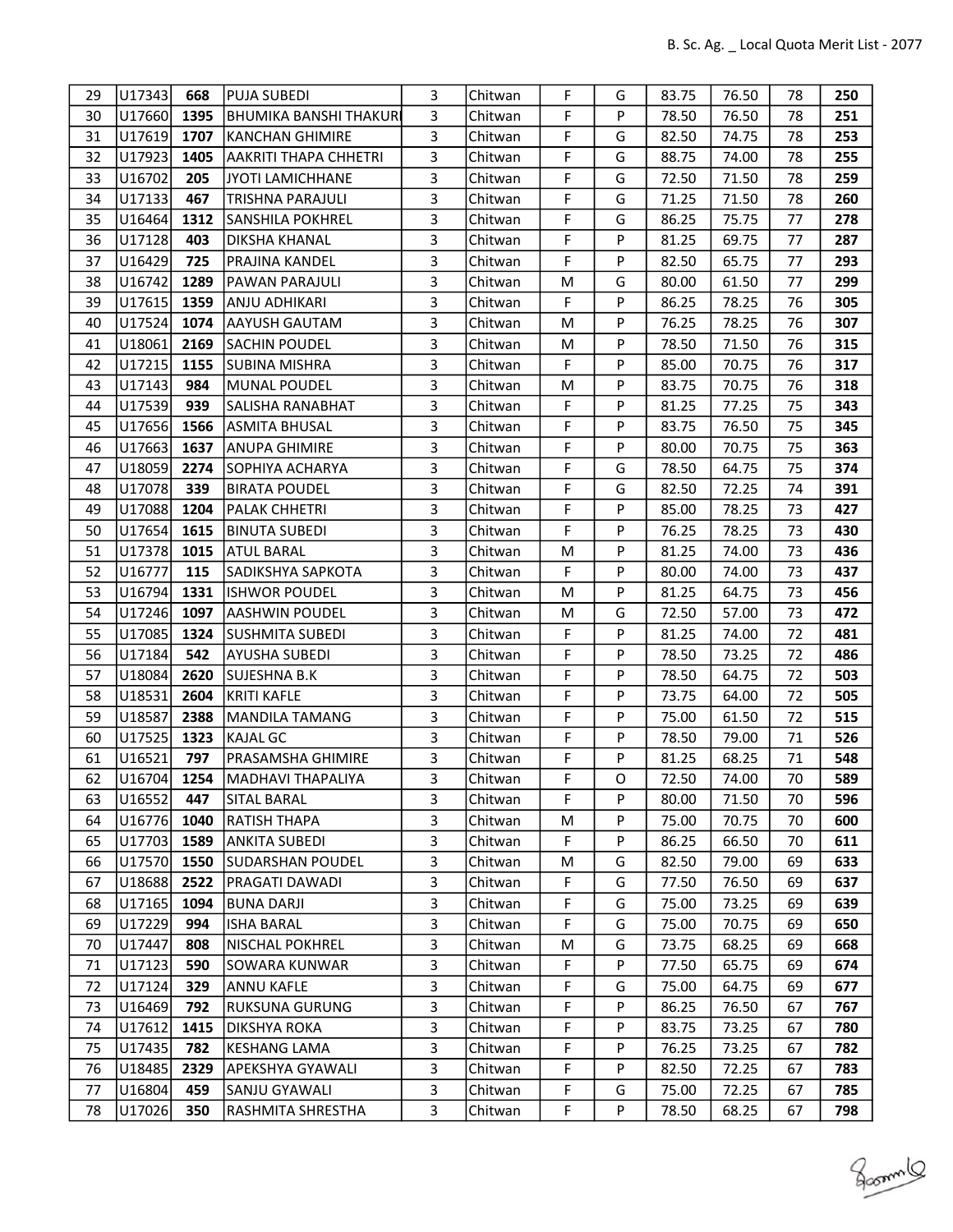| 29 | U17343 | 668 | PUJA SUBEDI | 3 | Chitwan | F | G | 83.75 | 76.50 | 78 | 250 |
|---|---|---|---|---|---|---|---|---|---|---|---|
| 30 | U17660 | 1395 | BHUMIKA BANSHI THAKURI | 3 | Chitwan | F | P | 78.50 | 76.50 | 78 | 251 |
| 31 | U17619 | 1707 | KANCHAN GHIMIRE | 3 | Chitwan | F | G | 82.50 | 74.75 | 78 | 253 |
| 32 | U17923 | 1405 | AAKRITI THAPA CHHETRI | 3 | Chitwan | F | G | 88.75 | 74.00 | 78 | 255 |
| 33 | U16702 | 205 | JYOTI LAMICHHANE | 3 | Chitwan | F | G | 72.50 | 71.50 | 78 | 259 |
| 34 | U17133 | 467 | TRISHNA PARAJULI | 3 | Chitwan | F | G | 71.25 | 71.50 | 78 | 260 |
| 35 | U16464 | 1312 | SANSHILA POKHREL | 3 | Chitwan | F | G | 86.25 | 75.75 | 77 | 278 |
| 36 | U17128 | 403 | DIKSHA KHANAL | 3 | Chitwan | F | P | 81.25 | 69.75 | 77 | 287 |
| 37 | U16429 | 725 | PRAJINA KANDEL | 3 | Chitwan | F | P | 82.50 | 65.75 | 77 | 293 |
| 38 | U16742 | 1289 | PAWAN PARAJULI | 3 | Chitwan | M | G | 80.00 | 61.50 | 77 | 299 |
| 39 | U17615 | 1359 | ANJU ADHIKARI | 3 | Chitwan | F | P | 86.25 | 78.25 | 76 | 305 |
| 40 | U17524 | 1074 | AAYUSH GAUTAM | 3 | Chitwan | M | P | 76.25 | 78.25 | 76 | 307 |
| 41 | U18061 | 2169 | SACHIN POUDEL | 3 | Chitwan | M | P | 78.50 | 71.50 | 76 | 315 |
| 42 | U17215 | 1155 | SUBINA MISHRA | 3 | Chitwan | F | P | 85.00 | 70.75 | 76 | 317 |
| 43 | U17143 | 984 | MUNAL POUDEL | 3 | Chitwan | M | P | 83.75 | 70.75 | 76 | 318 |
| 44 | U17539 | 939 | SALISHA RANABHAT | 3 | Chitwan | F | P | 81.25 | 77.25 | 75 | 343 |
| 45 | U17656 | 1566 | ASMITA BHUSAL | 3 | Chitwan | F | P | 83.75 | 76.50 | 75 | 345 |
| 46 | U17663 | 1637 | ANUPA GHIMIRE | 3 | Chitwan | F | P | 80.00 | 70.75 | 75 | 363 |
| 47 | U18059 | 2274 | SOPHIYA ACHARYA | 3 | Chitwan | F | G | 78.50 | 64.75 | 75 | 374 |
| 48 | U17078 | 339 | BIRATA POUDEL | 3 | Chitwan | F | G | 82.50 | 72.25 | 74 | 391 |
| 49 | U17088 | 1204 | PALAK CHHETRI | 3 | Chitwan | F | P | 85.00 | 78.25 | 73 | 427 |
| 50 | U17654 | 1615 | BINUTA SUBEDI | 3 | Chitwan | F | P | 76.25 | 78.25 | 73 | 430 |
| 51 | U17378 | 1015 | ATUL BARAL | 3 | Chitwan | M | P | 81.25 | 74.00 | 73 | 436 |
| 52 | U16777 | 115 | SADIKSHYA SAPKOTA | 3 | Chitwan | F | P | 80.00 | 74.00 | 73 | 437 |
| 53 | U16794 | 1331 | ISHWOR POUDEL | 3 | Chitwan | M | P | 81.25 | 64.75 | 73 | 456 |
| 54 | U17246 | 1097 | AASHWIN POUDEL | 3 | Chitwan | M | G | 72.50 | 57.00 | 73 | 472 |
| 55 | U17085 | 1324 | SUSHMITA SUBEDI | 3 | Chitwan | F | P | 81.25 | 74.00 | 72 | 481 |
| 56 | U17184 | 542 | AYUSHA SUBEDI | 3 | Chitwan | F | P | 78.50 | 73.25 | 72 | 486 |
| 57 | U18084 | 2620 | SUJESHNA B.K | 3 | Chitwan | F | P | 78.50 | 64.75 | 72 | 503 |
| 58 | U18531 | 2604 | KRITI KAFLE | 3 | Chitwan | F | P | 73.75 | 64.00 | 72 | 505 |
| 59 | U18587 | 2388 | MANDILA TAMANG | 3 | Chitwan | F | P | 75.00 | 61.50 | 72 | 515 |
| 60 | U17525 | 1323 | KAJAL GC | 3 | Chitwan | F | P | 78.50 | 79.00 | 71 | 526 |
| 61 | U16521 | 797 | PRASAMSHA GHIMIRE | 3 | Chitwan | F | P | 81.25 | 68.25 | 71 | 548 |
| 62 | U16704 | 1254 | MADHAVI THAPALIYA | 3 | Chitwan | F | O | 72.50 | 74.00 | 70 | 589 |
| 63 | U16552 | 447 | SITAL BARAL | 3 | Chitwan | F | P | 80.00 | 71.50 | 70 | 596 |
| 64 | U16776 | 1040 | RATISH THAPA | 3 | Chitwan | M | P | 75.00 | 70.75 | 70 | 600 |
| 65 | U17703 | 1589 | ANKITA SUBEDI | 3 | Chitwan | F | P | 86.25 | 66.50 | 70 | 611 |
| 66 | U17570 | 1550 | SUDARSHAN POUDEL | 3 | Chitwan | M | G | 82.50 | 79.00 | 69 | 633 |
| 67 | U18688 | 2522 | PRAGATI DAWADI | 3 | Chitwan | F | G | 77.50 | 76.50 | 69 | 637 |
| 68 | U17165 | 1094 | BUNA DARJI | 3 | Chitwan | F | G | 75.00 | 73.25 | 69 | 639 |
| 69 | U17229 | 994 | ISHA BARAL | 3 | Chitwan | F | G | 75.00 | 70.75 | 69 | 650 |
| 70 | U17447 | 808 | NISCHAL POKHREL | 3 | Chitwan | M | G | 73.75 | 68.25 | 69 | 668 |
| 71 | U17123 | 590 | SOWARA KUNWAR | 3 | Chitwan | F | P | 77.50 | 65.75 | 69 | 674 |
| 72 | U17124 | 329 | ANNU KAFLE | 3 | Chitwan | F | G | 75.00 | 64.75 | 69 | 677 |
| 73 | U16469 | 792 | RUKSUNA GURUNG | 3 | Chitwan | F | P | 86.25 | 76.50 | 67 | 767 |
| 74 | U17612 | 1415 | DIKSHYA ROKA | 3 | Chitwan | F | P | 83.75 | 73.25 | 67 | 780 |
| 75 | U17435 | 782 | KESHANG LAMA | 3 | Chitwan | F | P | 76.25 | 73.25 | 67 | 782 |
| 76 | U18485 | 2329 | APEKSHYA GYAWALI | 3 | Chitwan | F | P | 82.50 | 72.25 | 67 | 783 |
| 77 | U16804 | 459 | SANJU GYAWALI | 3 | Chitwan | F | G | 75.00 | 72.25 | 67 | 785 |
| 78 | U17026 | 350 | RASHMITA SHRESTHA | 3 | Chitwan | F | P | 78.50 | 68.25 | 67 | 798 |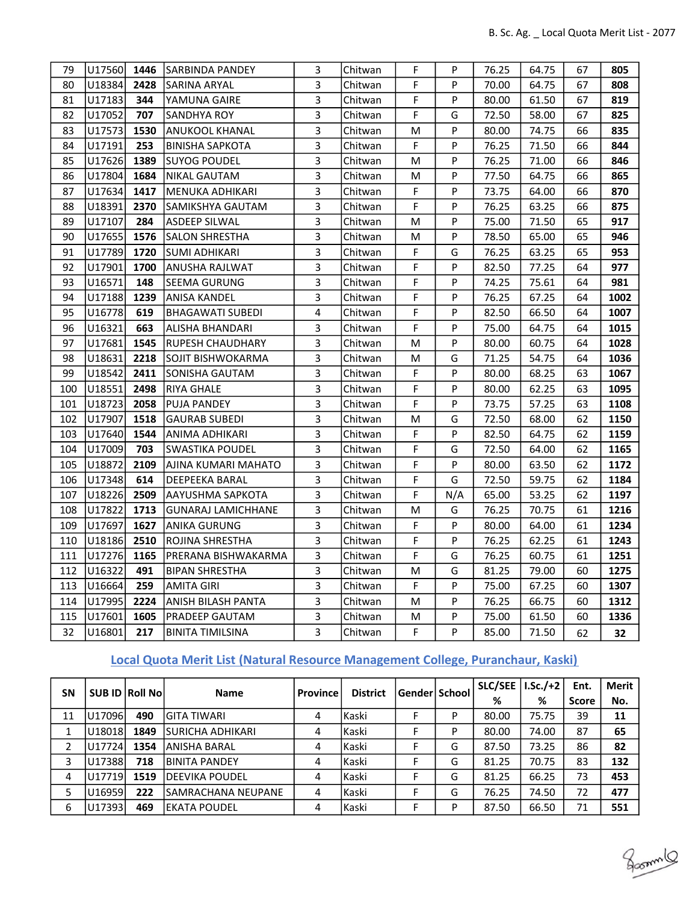| 79 | U17560 | 1446 | SARBINDA PANDEY | 3 | Chitwan | F | P | 76.25 | 64.75 | 67 | 805 |
|---|---|---|---|---|---|---|---|---|---|---|---|
| 80 | U18384 | 2428 | SARINA ARYAL | 3 | Chitwan | F | P | 70.00 | 64.75 | 67 | 808 |
| 81 | U17183 | 344 | YAMUNA GAIRE | 3 | Chitwan | F | P | 80.00 | 61.50 | 67 | 819 |
| 82 | U17052 | 707 | SANDHYA ROY | 3 | Chitwan | F | G | 72.50 | 58.00 | 67 | 825 |
| 83 | U17573 | 1530 | ANUKOOL KHANAL | 3 | Chitwan | M | P | 80.00 | 74.75 | 66 | 835 |
| 84 | U17191 | 253 | BINISHA SAPKOTA | 3 | Chitwan | F | P | 76.25 | 71.50 | 66 | 844 |
| 85 | U17626 | 1389 | SUYOG POUDEL | 3 | Chitwan | M | P | 76.25 | 71.00 | 66 | 846 |
| 86 | U17804 | 1684 | NIKAL GAUTAM | 3 | Chitwan | M | P | 77.50 | 64.75 | 66 | 865 |
| 87 | U17634 | 1417 | MENUKA ADHIKARI | 3 | Chitwan | F | P | 73.75 | 64.00 | 66 | 870 |
| 88 | U18391 | 2370 | SAMIKSHYA GAUTAM | 3 | Chitwan | F | P | 76.25 | 63.25 | 66 | 875 |
| 89 | U17107 | 284 | ASDEEP SILWAL | 3 | Chitwan | M | P | 75.00 | 71.50 | 65 | 917 |
| 90 | U17655 | 1576 | SALON SHRESTHA | 3 | Chitwan | M | P | 78.50 | 65.00 | 65 | 946 |
| 91 | U17789 | 1720 | SUMI ADHIKARI | 3 | Chitwan | F | G | 76.25 | 63.25 | 65 | 953 |
| 92 | U17901 | 1700 | ANUSHA RAJLWAT | 3 | Chitwan | F | P | 82.50 | 77.25 | 64 | 977 |
| 93 | U16571 | 148 | SEEMA GURUNG | 3 | Chitwan | F | P | 74.25 | 75.61 | 64 | 981 |
| 94 | U17188 | 1239 | ANISA KANDEL | 3 | Chitwan | F | P | 76.25 | 67.25 | 64 | 1002 |
| 95 | U16778 | 619 | BHAGAWATI SUBEDI | 4 | Chitwan | F | P | 82.50 | 66.50 | 64 | 1007 |
| 96 | U16321 | 663 | ALISHA BHANDARI | 3 | Chitwan | F | P | 75.00 | 64.75 | 64 | 1015 |
| 97 | U17681 | 1545 | RUPESH CHAUDHARY | 3 | Chitwan | M | P | 80.00 | 60.75 | 64 | 1028 |
| 98 | U18631 | 2218 | SOJIT BISHWOKARMA | 3 | Chitwan | M | G | 71.25 | 54.75 | 64 | 1036 |
| 99 | U18542 | 2411 | SONISHA GAUTAM | 3 | Chitwan | F | P | 80.00 | 68.25 | 63 | 1067 |
| 100 | U18551 | 2498 | RIYA GHALE | 3 | Chitwan | F | P | 80.00 | 62.25 | 63 | 1095 |
| 101 | U18723 | 2058 | PUJA PANDEY | 3 | Chitwan | F | P | 73.75 | 57.25 | 63 | 1108 |
| 102 | U17907 | 1518 | GAURAB SUBEDI | 3 | Chitwan | M | G | 72.50 | 68.00 | 62 | 1150 |
| 103 | U17640 | 1544 | ANIMA ADHIKARI | 3 | Chitwan | F | P | 82.50 | 64.75 | 62 | 1159 |
| 104 | U17009 | 703 | SWASTIKA POUDEL | 3 | Chitwan | F | G | 72.50 | 64.00 | 62 | 1165 |
| 105 | U18872 | 2109 | AJINA KUMARI MAHATO | 3 | Chitwan | F | P | 80.00 | 63.50 | 62 | 1172 |
| 106 | U17348 | 614 | DEEPEEKA BARAL | 3 | Chitwan | F | G | 72.50 | 59.75 | 62 | 1184 |
| 107 | U18226 | 2509 | AAYUSHMA SAPKOTA | 3 | Chitwan | F | N/A | 65.00 | 53.25 | 62 | 1197 |
| 108 | U17822 | 1713 | GUNARAJ LAMICHHANE | 3 | Chitwan | M | G | 76.25 | 70.75 | 61 | 1216 |
| 109 | U17697 | 1627 | ANIKA GURUNG | 3 | Chitwan | F | P | 80.00 | 64.00 | 61 | 1234 |
| 110 | U18186 | 2510 | ROJINA SHRESTHA | 3 | Chitwan | F | P | 76.25 | 62.25 | 61 | 1243 |
| 111 | U17276 | 1165 | PRERANA BISHWAKARMA | 3 | Chitwan | F | G | 76.25 | 60.75 | 61 | 1251 |
| 112 | U16322 | 491 | BIPAN SHRESTHA | 3 | Chitwan | M | G | 81.25 | 79.00 | 60 | 1275 |
| 113 | U16664 | 259 | AMITA GIRI | 3 | Chitwan | F | P | 75.00 | 67.25 | 60 | 1307 |
| 114 | U17995 | 2224 | ANISH BILASH PANTA | 3 | Chitwan | M | P | 76.25 | 66.75 | 60 | 1312 |
| 115 | U17601 | 1605 | PRADEEP GAUTAM | 3 | Chitwan | M | P | 75.00 | 61.50 | 60 | 1336 |
| 32 | U16801 | 217 | BINITA TIMILSINA | 3 | Chitwan | F | P | 85.00 | 71.50 | 62 | 32 |

## Local Quota Merit List (Natural Resource Management College, Puranchaur, Kaski)

| SN | SUB ID | Roll No | Name | Province | District | Gender | School | SLC/SEE % | I.Sc./+2 % | Ent. Score | Merit No. |
|---|---|---|---|---|---|---|---|---|---|---|---|
| 11 | U17096 | 490 | GITA TIWARI | 4 | Kaski | F | P | 80.00 | 75.75 | 39 | 11 |
| 1 | U18018 | 1849 | SURICHA ADHIKARI | 4 | Kaski | F | P | 80.00 | 74.00 | 87 | 65 |
| 2 | U17724 | 1354 | ANISHA BARAL | 4 | Kaski | F | G | 87.50 | 73.25 | 86 | 82 |
| 3 | U17388 | 718 | BINITA PANDEY | 4 | Kaski | F | G | 81.25 | 70.75 | 83 | 132 |
| 4 | U17719 | 1519 | DEEVIKA POUDEL | 4 | Kaski | F | G | 81.25 | 66.25 | 73 | 453 |
| 5 | U16959 | 222 | SAMRACHANA NEUPANE | 4 | Kaski | F | G | 76.25 | 74.50 | 72 | 477 |
| 6 | U17393 | 469 | EKATA POUDEL | 4 | Kaski | F | P | 87.50 | 66.50 | 71 | 551 |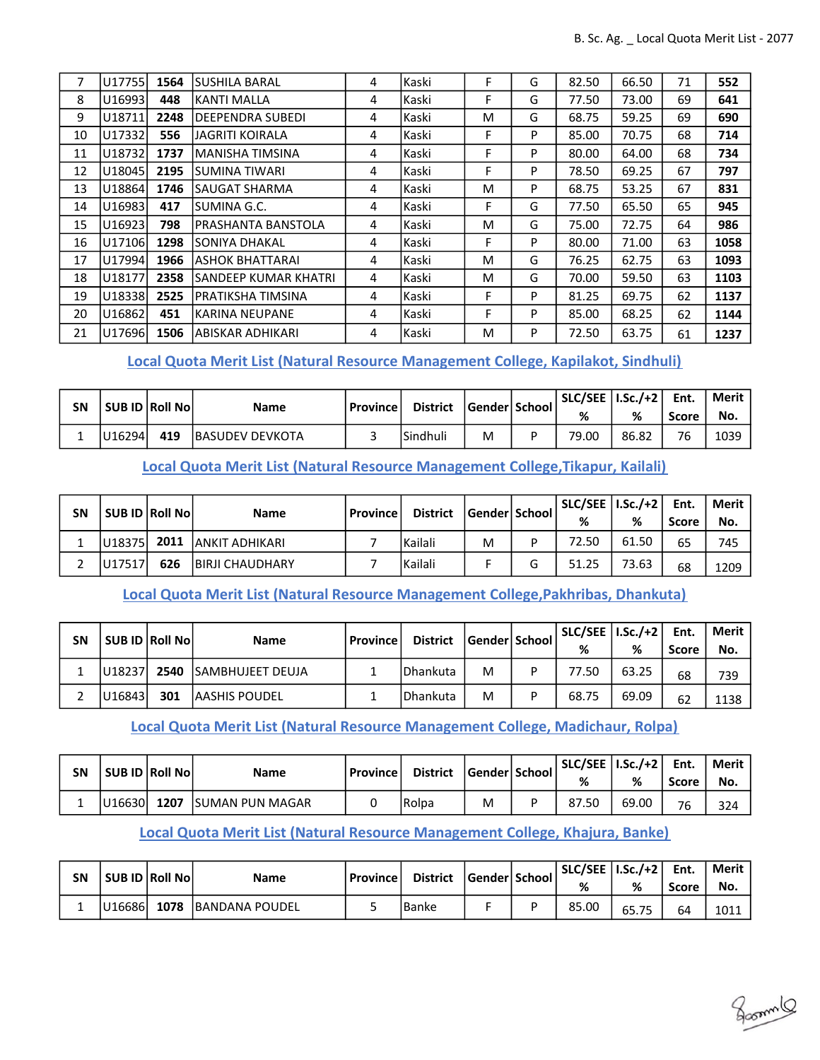| 7 | U17755 | 1564 | SUSHILA BARAL | 4 | Kaski | F | G | 82.50 | 66.50 | 71 | 552 |
|---|---|---|---|---|---|---|---|---|---|---|---|
| 8 | U16993 | 448 | KANTI MALLA | 4 | Kaski | F | G | 77.50 | 73.00 | 69 | 641 |
| 9 | U18711 | 2248 | DEEPENDRA SUBEDI | 4 | Kaski | M | G | 68.75 | 59.25 | 69 | 690 |
| 10 | U17332 | 556 | JAGRITI KOIRALA | 4 | Kaski | F | P | 85.00 | 70.75 | 68 | 714 |
| 11 | U18732 | 1737 | MANISHA TIMSINA | 4 | Kaski | F | P | 80.00 | 64.00 | 68 | 734 |
| 12 | U18045 | 2195 | SUMINA TIWARI | 4 | Kaski | F | P | 78.50 | 69.25 | 67 | 797 |
| 13 | U18864 | 1746 | SAUGAT SHARMA | 4 | Kaski | M | P | 68.75 | 53.25 | 67 | 831 |
| 14 | U16983 | 417 | SUMINA G.C. | 4 | Kaski | F | G | 77.50 | 65.50 | 65 | 945 |
| 15 | U16923 | 798 | PRASHANTA BANSTOLA | 4 | Kaski | M | G | 75.00 | 72.75 | 64 | 986 |
| 16 | U17106 | 1298 | SONIYA DHAKAL | 4 | Kaski | F | P | 80.00 | 71.00 | 63 | 1058 |
| 17 | U17994 | 1966 | ASHOK BHATTARAI | 4 | Kaski | M | G | 76.25 | 62.75 | 63 | 1093 |
| 18 | U18177 | 2358 | SANDEEP KUMAR KHATRI | 4 | Kaski | M | G | 70.00 | 59.50 | 63 | 1103 |
| 19 | U18338 | 2525 | PRATIKSHA TIMSINA | 4 | Kaski | F | P | 81.25 | 69.75 | 62 | 1137 |
| 20 | U16862 | 451 | KARINA NEUPANE | 4 | Kaski | F | P | 85.00 | 68.25 | 62 | 1144 |
| 21 | U17696 | 1506 | ABISKAR ADHIKARI | 4 | Kaski | M | P | 72.50 | 63.75 | 61 | 1237 |

## Local Quota Merit List (Natural Resource Management College, Kapilakot, Sindhuli)

| SN | SUB ID | Roll No | Name | Province | District | Gender | School | SLC/SEE % | I.Sc./+2 % | Ent. Score | Merit No. |
|---|---|---|---|---|---|---|---|---|---|---|---|
| 1 | U16294 | 419 | BASUDEV DEVKOTA | 3 | Sindhuli | M | P | 79.00 | 86.82 | 76 | 1039 |

## Local Quota Merit List (Natural Resource Management College,Tikapur, Kailali)

| SN | SUB ID | Roll No | Name | Province | District | Gender | School | SLC/SEE % | I.Sc./+2 % | Ent. Score | Merit No. |
|---|---|---|---|---|---|---|---|---|---|---|---|
| 1 | U18375 | 2011 | ANKIT ADHIKARI | 7 | Kailali | M | P | 72.50 | 61.50 | 65 | 745 |
| 2 | U17517 | 626 | BIRJI CHAUDHARY | 7 | Kailali | F | G | 51.25 | 73.63 | 68 | 1209 |

## Local Quota Merit List (Natural Resource Management College,Pakhribas, Dhankuta)

| SN | SUB ID | Roll No | Name | Province | District | Gender | School | SLC/SEE % | I.Sc./+2 % | Ent. Score | Merit No. |
|---|---|---|---|---|---|---|---|---|---|---|---|
| 1 | U18237 | 2540 | SAMBHUJEET DEUJA | 1 | Dhankuta | M | P | 77.50 | 63.25 | 68 | 739 |
| 2 | U16843 | 301 | AASHIS POUDEL | 1 | Dhankuta | M | P | 68.75 | 69.09 | 62 | 1138 |

## Local Quota Merit List (Natural Resource Management College, Madichaur, Rolpa)

| SN | SUB ID | Roll No | Name | Province | District | Gender | School | SLC/SEE % | I.Sc./+2 % | Ent. Score | Merit No. |
|---|---|---|---|---|---|---|---|---|---|---|---|
| 1 | U16630 | 1207 | SUMAN PUN MAGAR | 0 | Rolpa | M | P | 87.50 | 69.00 | 76 | 324 |

## Local Quota Merit List (Natural Resource Management College, Khajura, Banke)

| SN | SUB ID | Roll No | Name | Province | District | Gender | School | SLC/SEE % | I.Sc./+2 % | Ent. Score | Merit No. |
|---|---|---|---|---|---|---|---|---|---|---|---|
| 1 | U16686 | 1078 | BANDANA POUDEL | 5 | Banke | F | P | 85.00 | 65.75 | 64 | 1011 |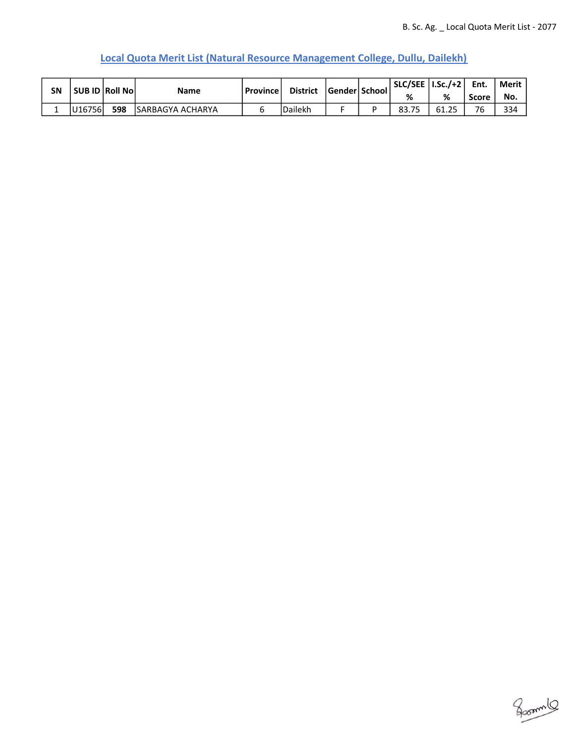## Local Quota Merit List (Natural Resource Management College, Dullu, Dailekh)

| SN | SUB ID | Roll No | Name | Province | District | Gender | School | SLC/SEE % | I.Sc./+2 % | Ent. Score | Merit No. |
|---|---|---|---|---|---|---|---|---|---|---|---|
| 1 | U16756 | **598** | SARBAGYA ACHARYA | 6 | Dailekh | F | P | 83.75 | 61.25 | 76 | 334 |